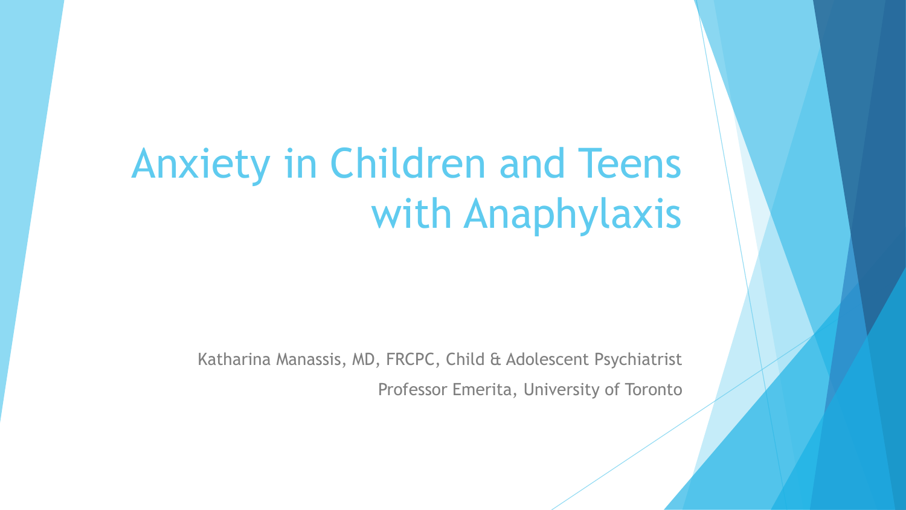# Anxiety in Children and Teens with Anaphylaxis

Katharina Manassis, MD, FRCPC, Child & Adolescent Psychiatrist

Professor Emerita, University of Toronto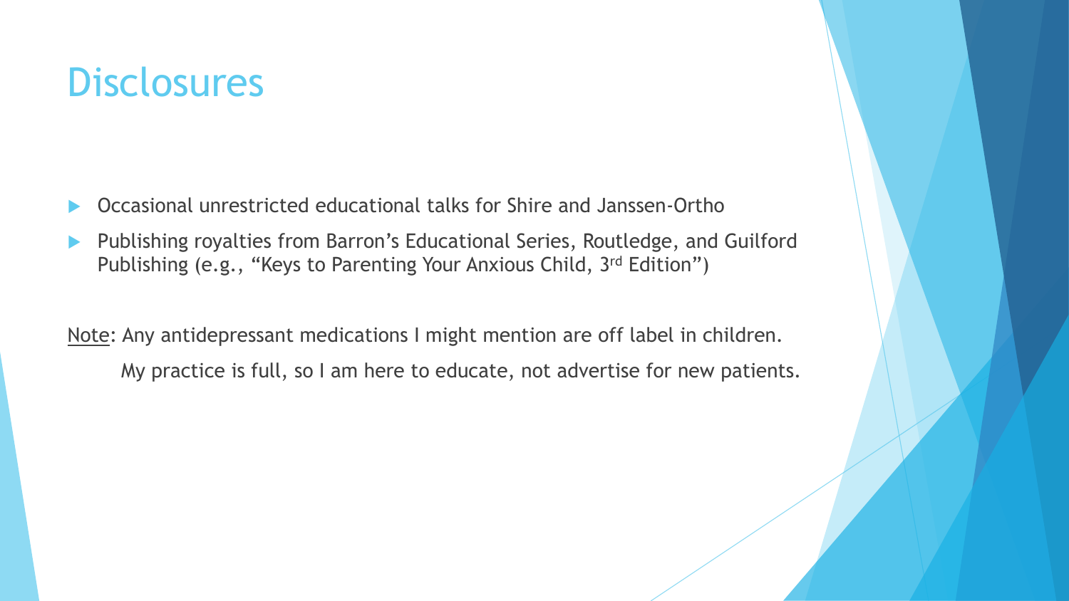# Disclosures

- Occasional unrestricted educational talks for Shire and Janssen-Ortho
- Publishing royalties from Barron's Educational Series, Routledge, and Guilford Publishing (e.g., "Keys to Parenting Your Anxious Child, 3rd Edition")

Note: Any antidepressant medications I might mention are off label in children.

My practice is full, so I am here to educate, not advertise for new patients.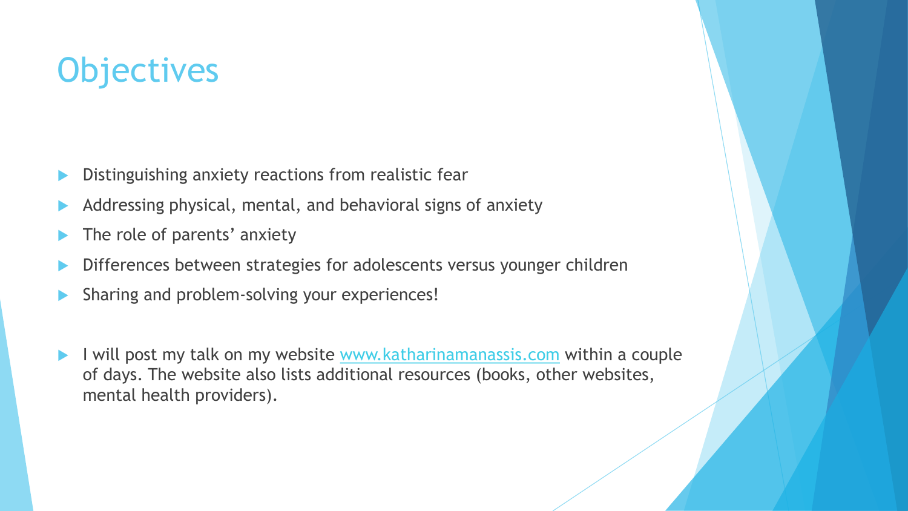# Objectives

- Distinguishing anxiety reactions from realistic fear
- Addressing physical, mental, and behavioral signs of anxiety
- The role of parents' anxiety
- Differences between strategies for adolescents versus younger children
- Sharing and problem-solving your experiences!

- I will post my talk on my website [www.katharinamanassis.com](http://www.katharinamanassis.com) within a couple of days. The website also lists additional resources (books, other websites, mental health providers).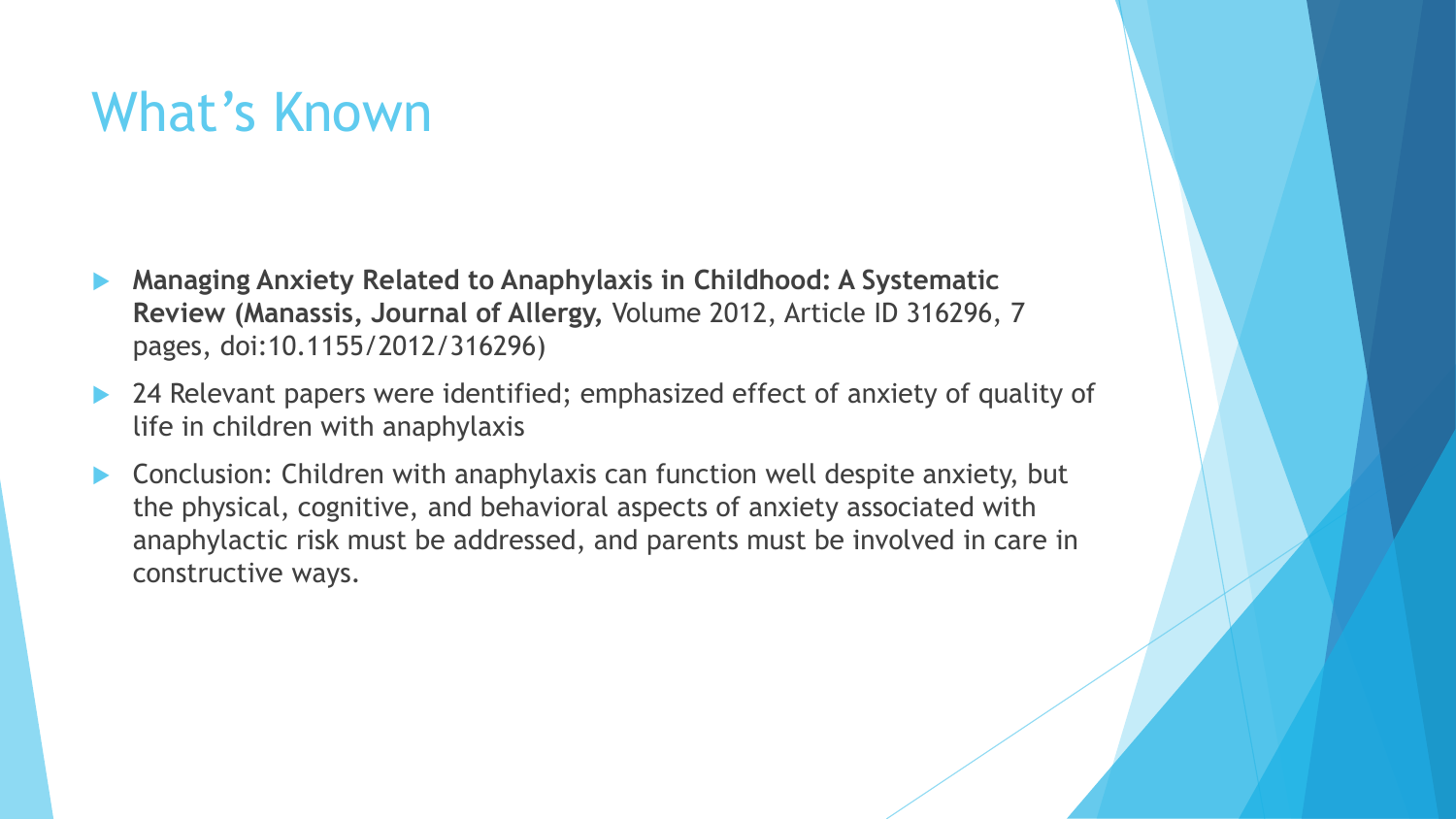# What's Known

- **Managing Anxiety Related to Anaphylaxis in Childhood: A Systematic Review (Manassis, Journal of Allergy,** Volume 2012, Article ID 316296, 7 pages, doi:10.1155/2012/316296)
- 24 Relevant papers were identified; emphasized effect of anxiety of quality of life in children with anaphylaxis
- Conclusion: Children with anaphylaxis can function well despite anxiety, but the physical, cognitive, and behavioral aspects of anxiety associated with anaphylactic risk must be addressed, and parents must be involved in care in constructive ways.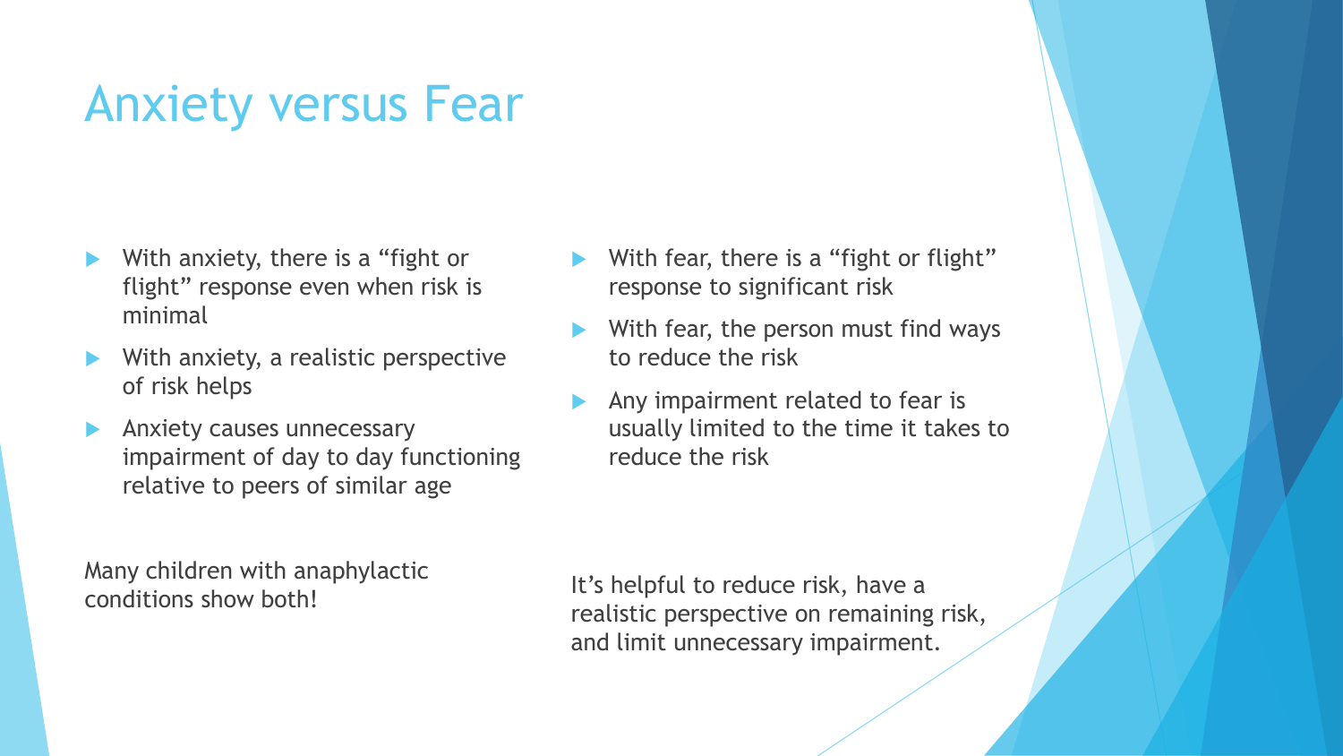# Anxiety versus Fear

- With anxiety, there is a “fight or flight” response even when risk is minimal
- With anxiety, a realistic perspective of risk helps
- Anxiety causes unnecessary impairment of day to day functioning relative to peers of similar age

Many children with anaphylactic conditions show both!

- With fear, there is a “fight or flight” response to significant risk
- With fear, the person must find ways to reduce the risk
- Any impairment related to fear is usually limited to the time it takes to reduce the risk

It’s helpful to reduce risk, have a realistic perspective on remaining risk, and limit unnecessary impairment.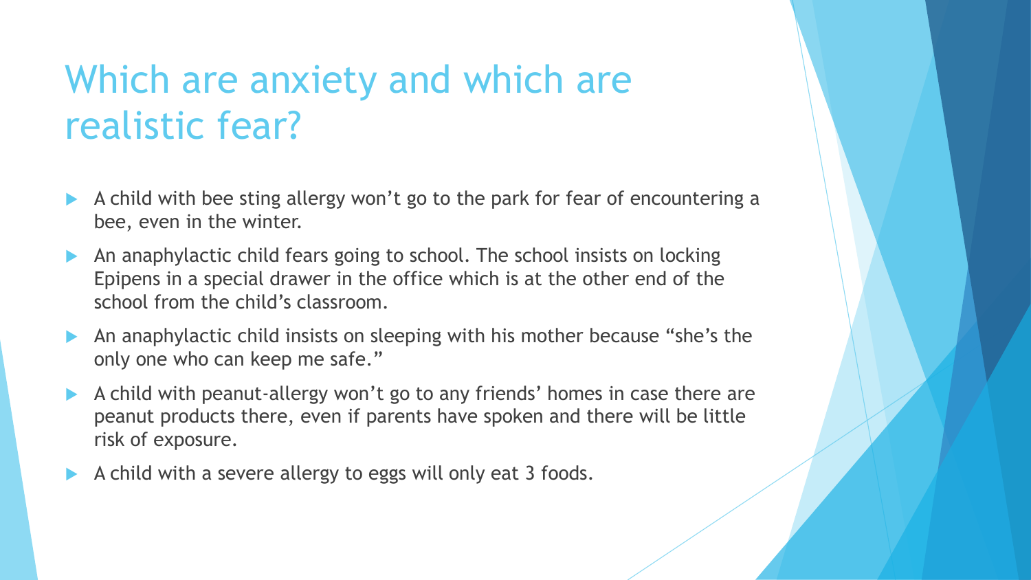# Which are anxiety and which are realistic fear?

- A child with bee sting allergy won't go to the park for fear of encountering a bee, even in the winter.
- An anaphylactic child fears going to school. The school insists on locking Epipens in a special drawer in the office which is at the other end of the school from the child's classroom.
- An anaphylactic child insists on sleeping with his mother because "she's the only one who can keep me safe."
- A child with peanut-allergy won't go to any friends' homes in case there are peanut products there, even if parents have spoken and there will be little risk of exposure.
- A child with a severe allergy to eggs will only eat 3 foods.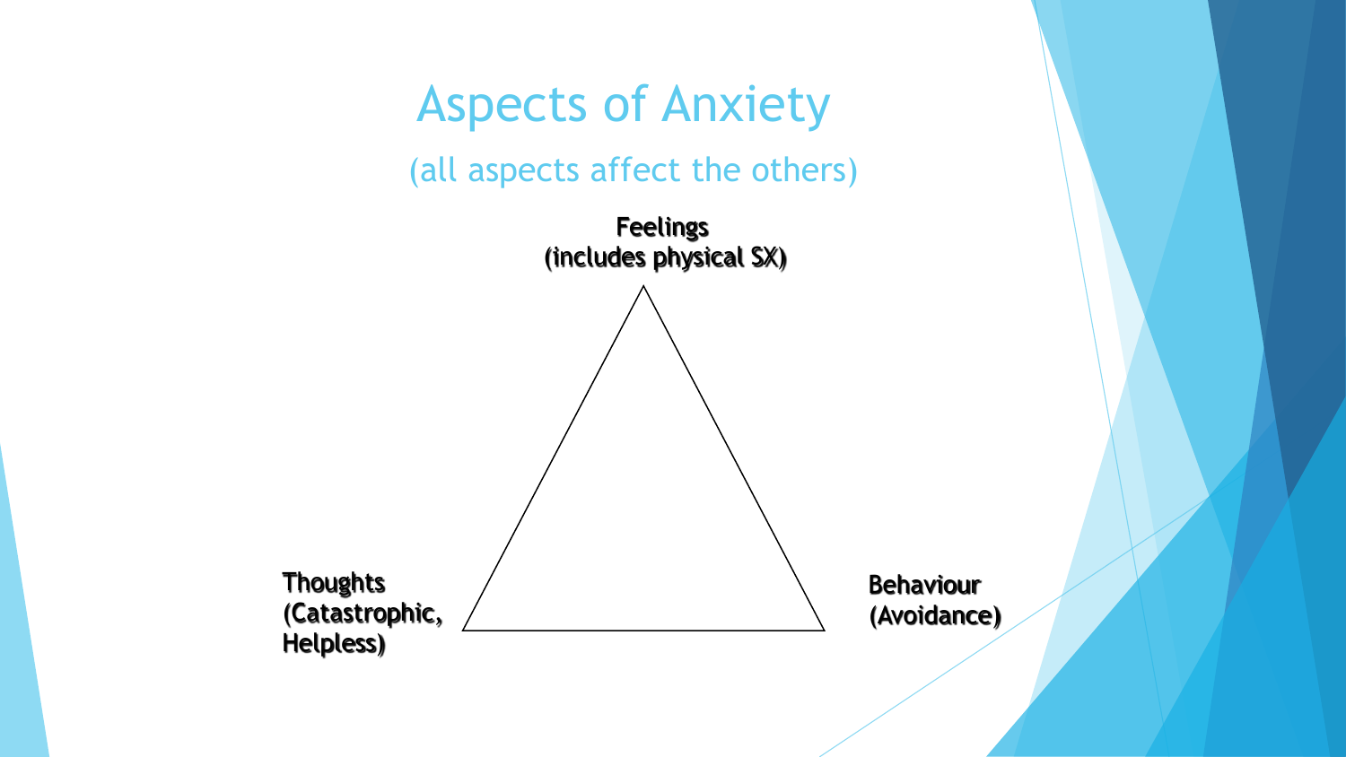# Aspects of Anxiety

(all aspects affect the others)

**Feelings**
**(includes physical SX)**

**Thoughts**
**(Catastrophic,**
**Helpless)**

**Behaviour**
**(Avoidance)**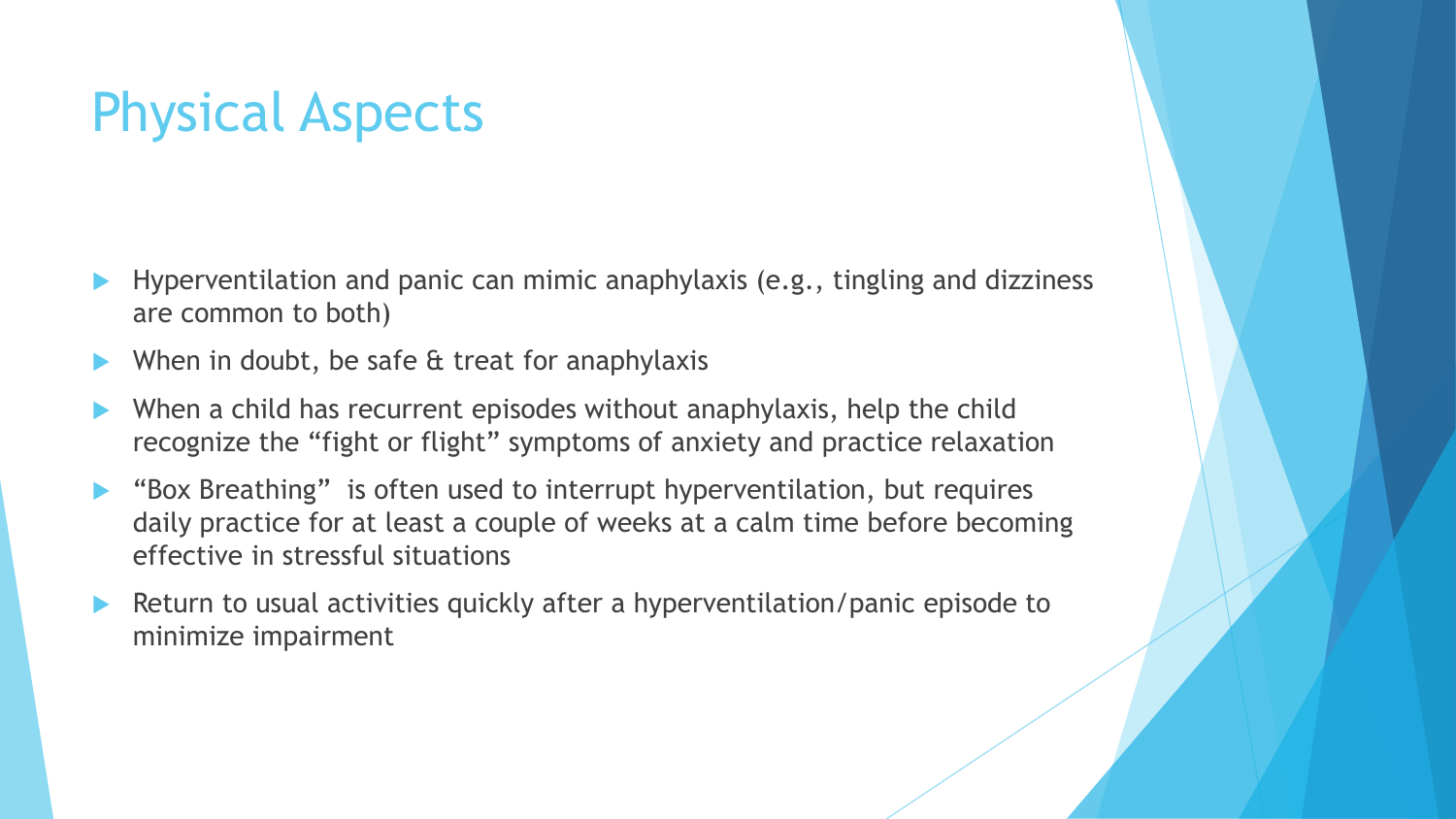# Physical Aspects

- Hyperventilation and panic can mimic anaphylaxis (e.g., tingling and dizziness are common to both)
- When in doubt, be safe & treat for anaphylaxis
- When a child has recurrent episodes without anaphylaxis, help the child recognize the “fight or flight” symptoms of anxiety and practice relaxation
- “Box Breathing” is often used to interrupt hyperventilation, but requires daily practice for at least a couple of weeks at a calm time before becoming effective in stressful situations
- Return to usual activities quickly after a hyperventilation/panic episode to minimize impairment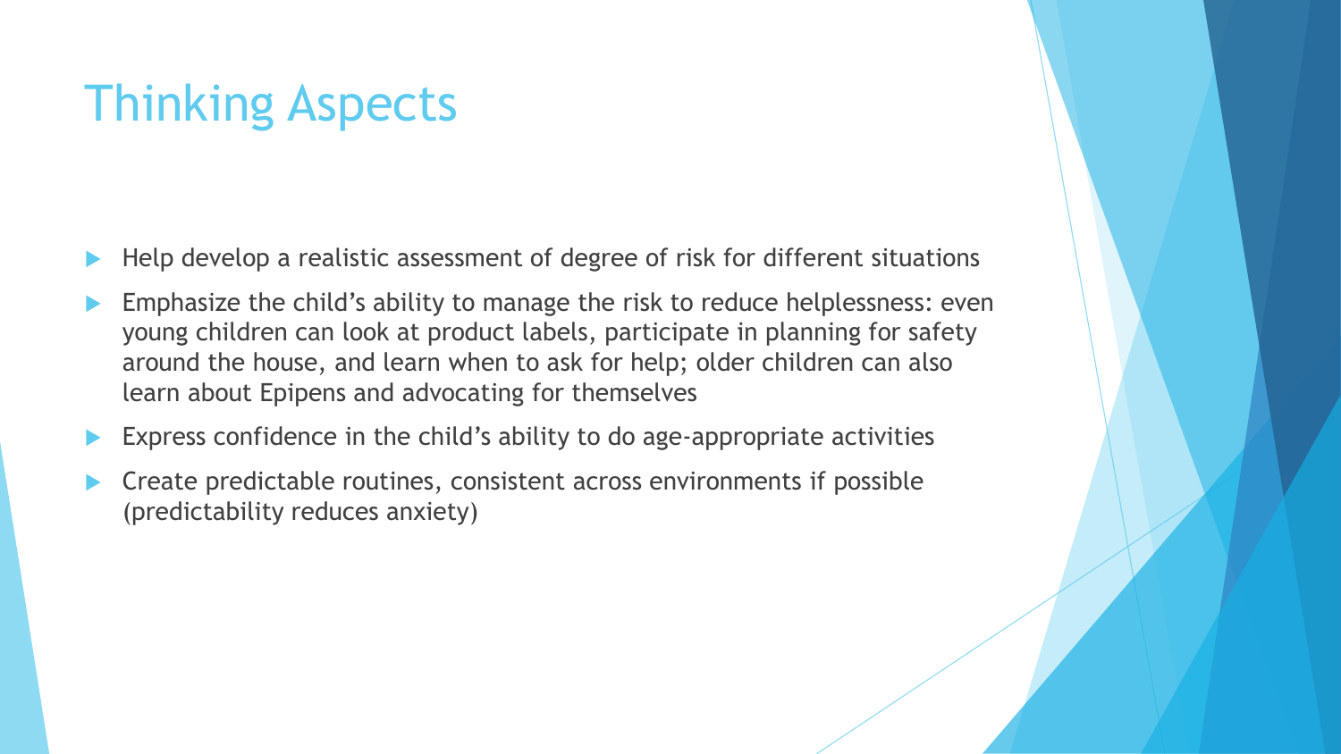# Thinking Aspects

- Help develop a realistic assessment of degree of risk for different situations
- Emphasize the child's ability to manage the risk to reduce helplessness: even young children can look at product labels, participate in planning for safety around the house, and learn when to ask for help; older children can also learn about Epipens and advocating for themselves
- Express confidence in the child's ability to do age-appropriate activities
- Create predictable routines, consistent across environments if possible (predictability reduces anxiety)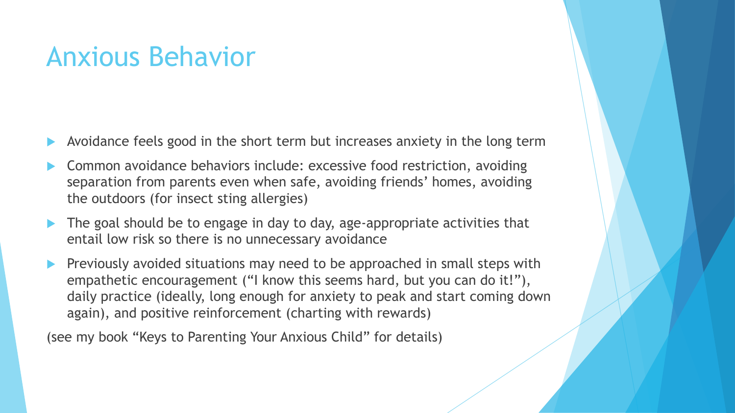# Anxious Behavior

- Avoidance feels good in the short term but increases anxiety in the long term
- Common avoidance behaviors include: excessive food restriction, avoiding separation from parents even when safe, avoiding friends' homes, avoiding the outdoors (for insect sting allergies)
- The goal should be to engage in day to day, age-appropriate activities that entail low risk so there is no unnecessary avoidance
- Previously avoided situations may need to be approached in small steps with empathetic encouragement ("I know this seems hard, but you can do it!"), daily practice (ideally, long enough for anxiety to peak and start coming down again), and positive reinforcement (charting with rewards)

(see my book "Keys to Parenting Your Anxious Child" for details)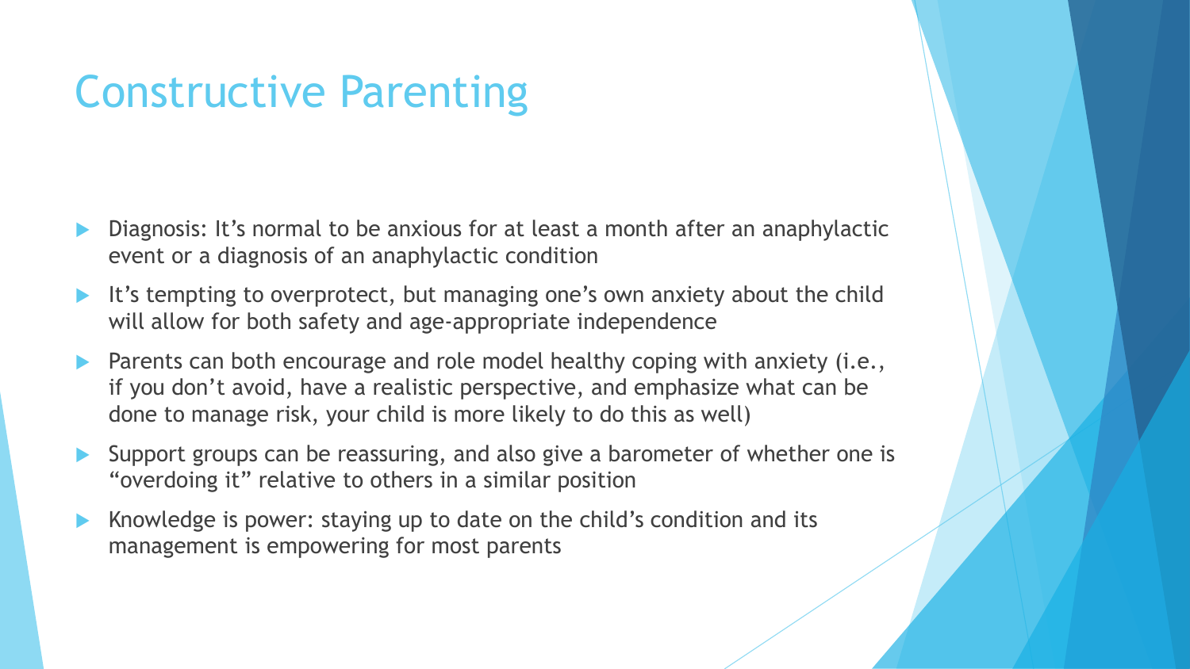# Constructive Parenting

- Diagnosis: It's normal to be anxious for at least a month after an anaphylactic event or a diagnosis of an anaphylactic condition
- It's tempting to overprotect, but managing one's own anxiety about the child will allow for both safety and age-appropriate independence
- Parents can both encourage and role model healthy coping with anxiety (i.e., if you don't avoid, have a realistic perspective, and emphasize what can be done to manage risk, your child is more likely to do this as well)
- Support groups can be reassuring, and also give a barometer of whether one is "overdoing it" relative to others in a similar position
- Knowledge is power: staying up to date on the child's condition and its management is empowering for most parents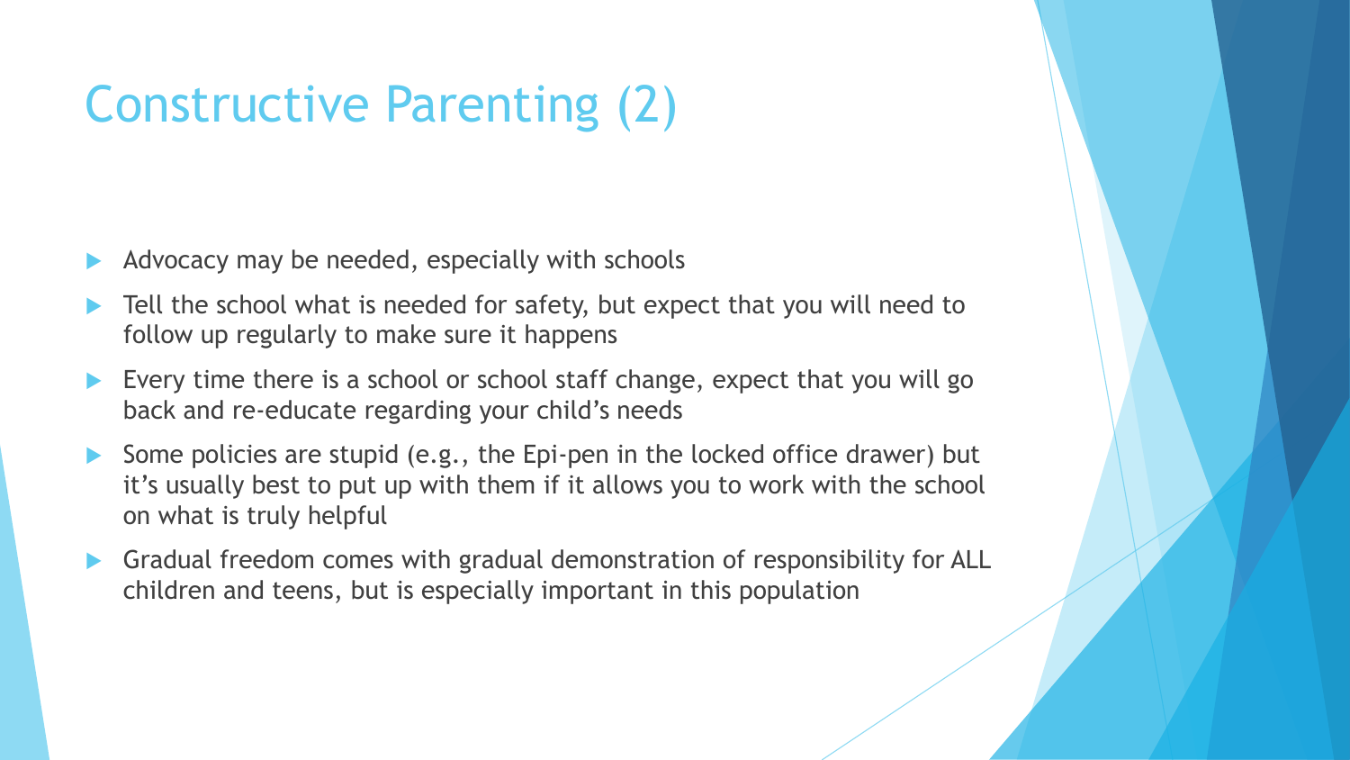# Constructive Parenting (2)

- Advocacy may be needed, especially with schools
- Tell the school what is needed for safety, but expect that you will need to follow up regularly to make sure it happens
- Every time there is a school or school staff change, expect that you will go back and re-educate regarding your child's needs
- Some policies are stupid (e.g., the Epi-pen in the locked office drawer) but it's usually best to put up with them if it allows you to work with the school on what is truly helpful
- Gradual freedom comes with gradual demonstration of responsibility for ALL children and teens, but is especially important in this population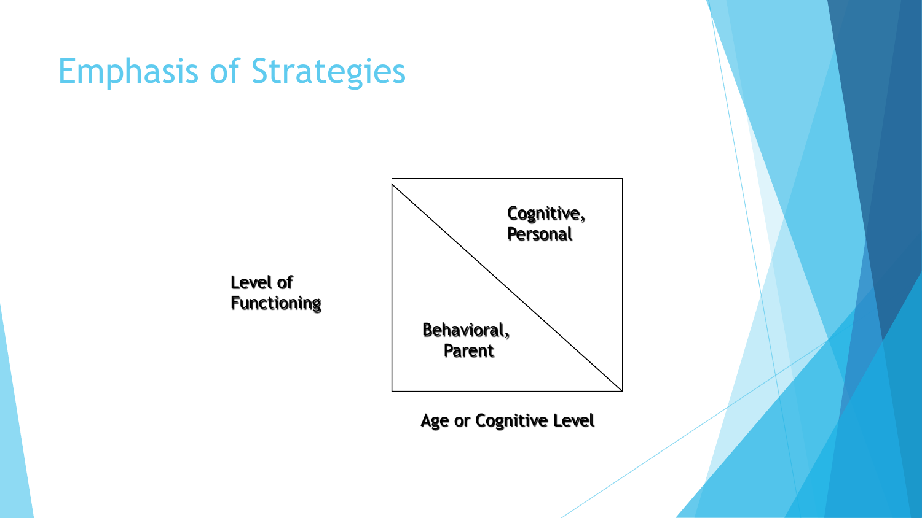# Emphasis of Strategies

Level of Functioning

Cognitive, Personal

Behavioral, Parent

Age or Cognitive Level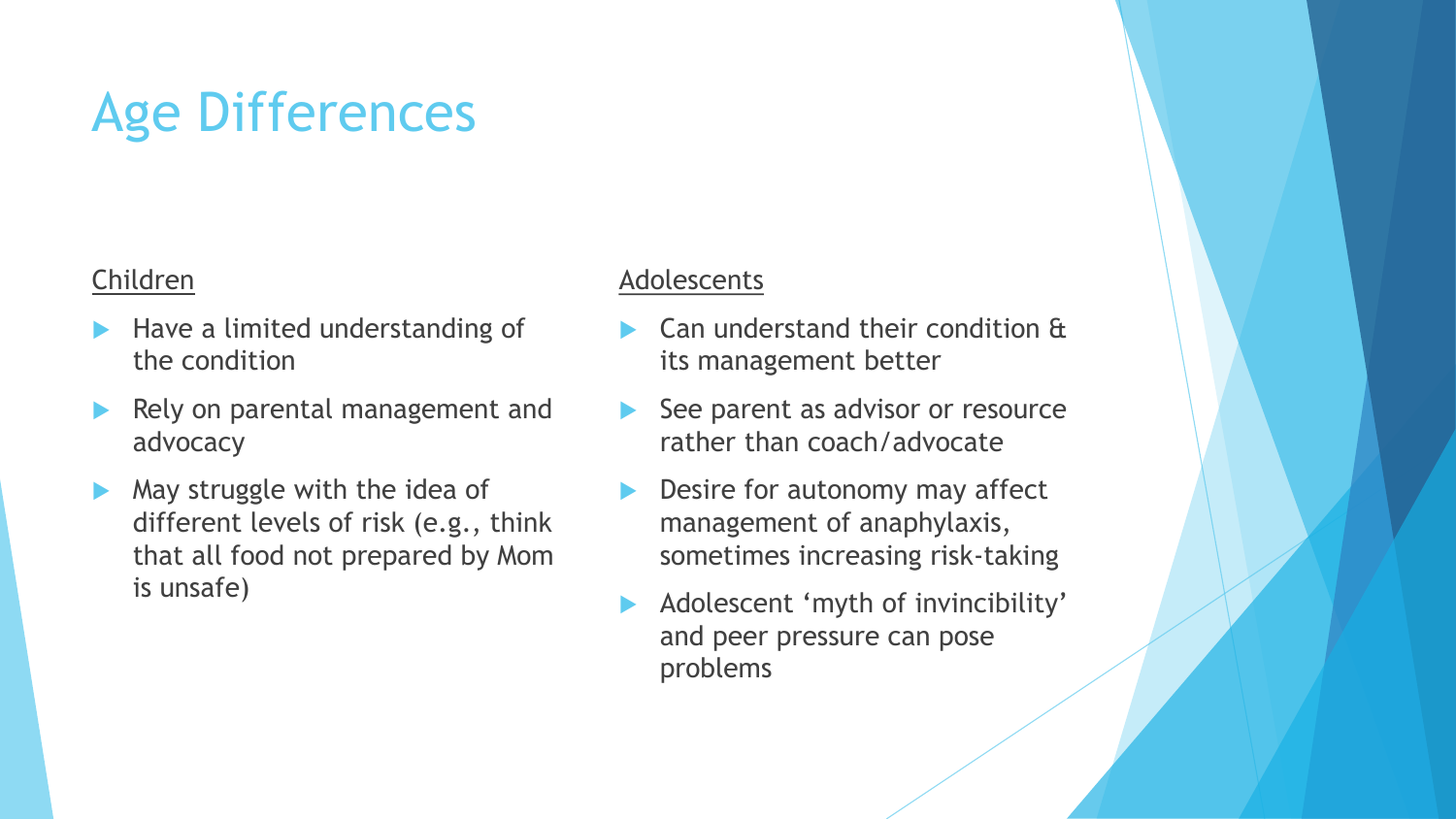# Age Differences

## Children

- Have a limited understanding of the condition
- Rely on parental management and advocacy
- May struggle with the idea of different levels of risk (e.g., think that all food not prepared by Mom is unsafe)

## Adolescents

- Can understand their condition & its management better
- See parent as advisor or resource rather than coach/advocate
- Desire for autonomy may affect management of anaphylaxis, sometimes increasing risk-taking
- Adolescent 'myth of invincibility' and peer pressure can pose problems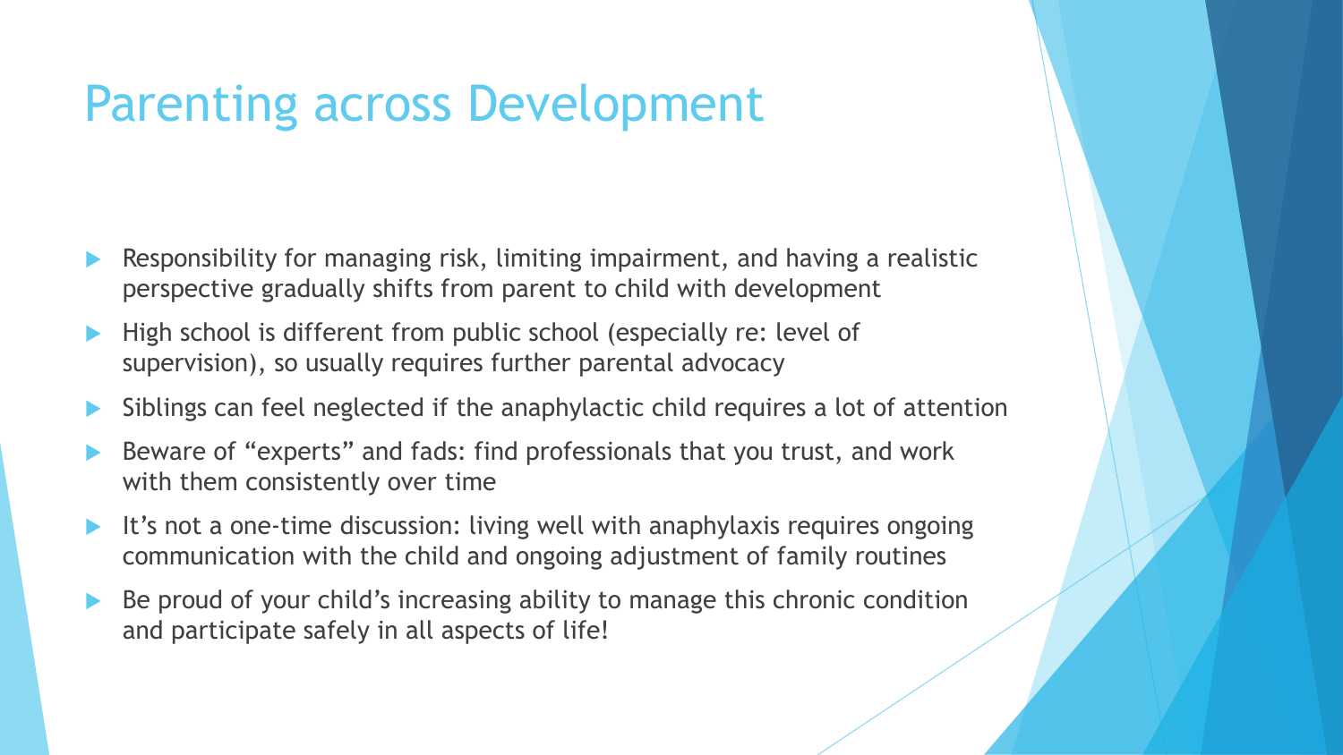# Parenting across Development

- Responsibility for managing risk, limiting impairment, and having a realistic perspective gradually shifts from parent to child with development
- High school is different from public school (especially re: level of supervision), so usually requires further parental advocacy
- Siblings can feel neglected if the anaphylactic child requires a lot of attention
- Beware of “experts” and fads: find professionals that you trust, and work with them consistently over time
- It’s not a one-time discussion: living well with anaphylaxis requires ongoing communication with the child and ongoing adjustment of family routines
- Be proud of your child’s increasing ability to manage this chronic condition and participate safely in all aspects of life!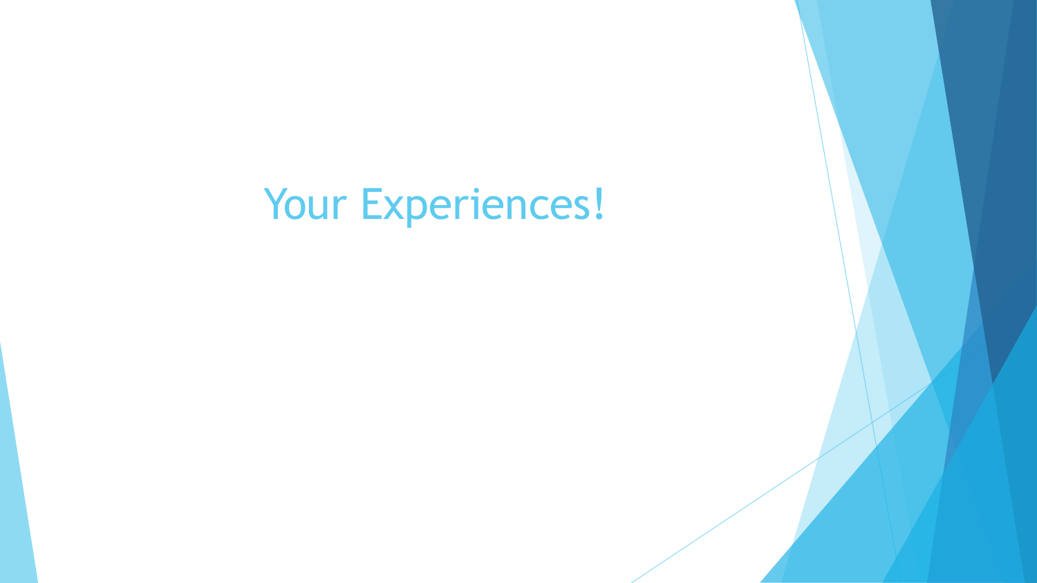# Your Experiences!